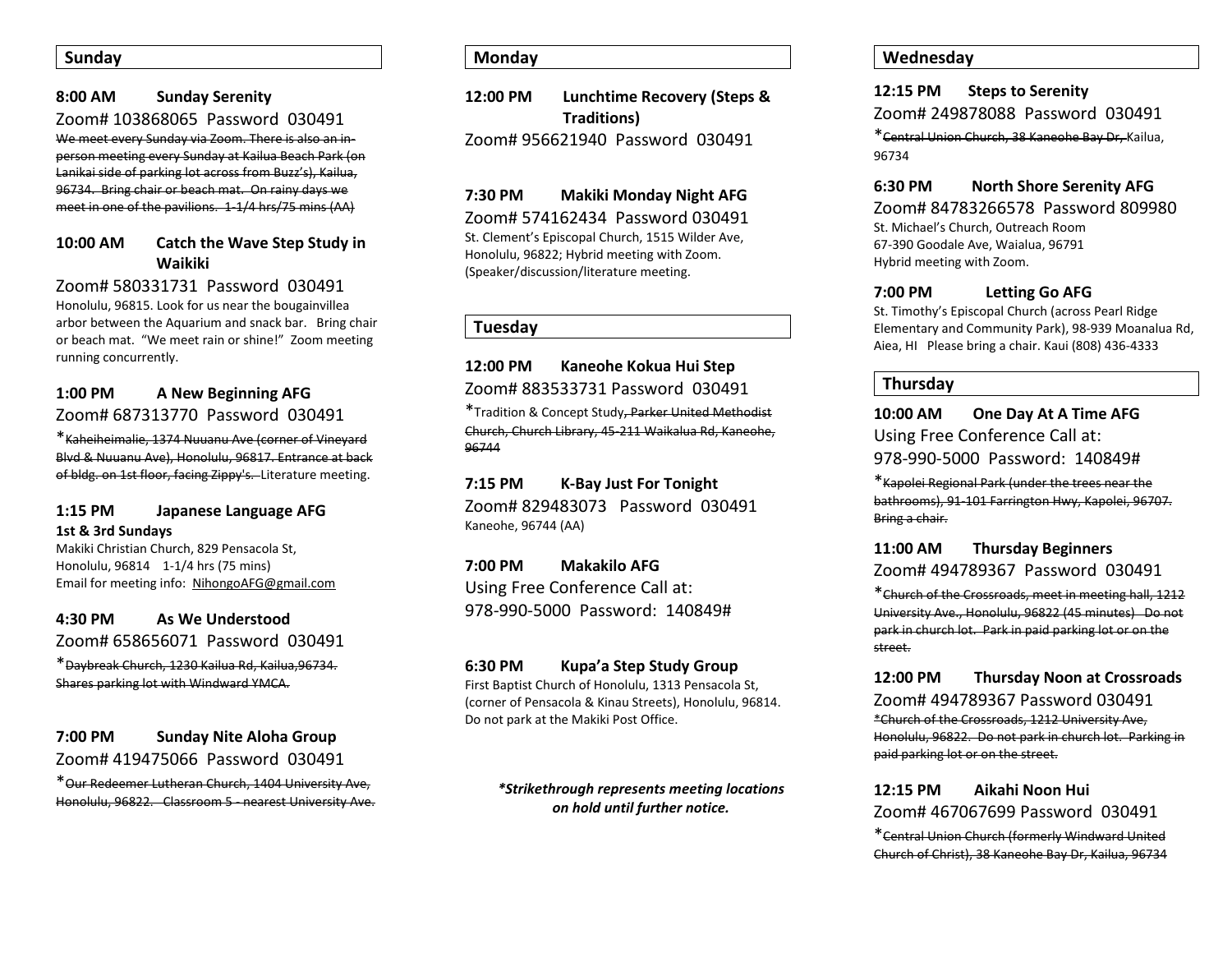## Sunday

**8:00 AM Sunday Serenity**

Zoom# 103868065 Password 030491

~~We meet every Sunday via Zoom. There is also an in-person meeting every Sunday at Kailua Beach Park (on Lanikai side of parking lot across from Buzz's), Kailua, 96734. Bring chair or beach mat. On rainy days we meet in one of the pavilions. 1-1/4 hrs/75 mins (AA)~~

**10:00 AM Catch the Wave Step Study in Waikiki**

Zoom# 580331731 Password 030491

Honolulu, 96815. Look for us near the bougainvillea arbor between the Aquarium and snack bar. Bring chair or beach mat. "We meet rain or shine!" Zoom meeting running concurrently.

**1:00 PM A New Beginning AFG**

Zoom# 687313770 Password 030491

*~~Kaheiheimalie, 1374 Nuuanu Ave (corner of Vineyard Blvd & Nuuanu Ave), Honolulu, 96817. Entrance at back of bldg. on 1st floor, facing Zippy's.~~ Literature meeting.

**1:15 PM Japanese Language AFG**

**1st & 3rd Sundays**

Makiki Christian Church, 829 Pensacola St, Honolulu, 96814 1-1/4 hrs (75 mins)

Email for meeting info: NihongoAFG@gmail.com

**4:30 PM As We Understood**

Zoom# 658656071 Password 030491

*~~Daybreak Church, 1230 Kailua Rd, Kailua,96734. Shares parking lot with Windward YMCA.~~

**7:00 PM Sunday Nite Aloha Group**

Zoom# 419475066 Password 030491

*~~Our Redeemer Lutheran Church, 1404 University Ave, Honolulu, 96822. Classroom 5 - nearest University Ave.~~

## Monday

**12:00 PM Lunchtime Recovery (Steps & Traditions)**

Zoom# 956621940 Password 030491

**7:30 PM Makiki Monday Night AFG**

Zoom# 574162434 Password 030491

St. Clement's Episcopal Church, 1515 Wilder Ave, Honolulu, 96822; Hybrid meeting with Zoom. (Speaker/discussion/literature meeting.

## Tuesday

**12:00 PM Kaneohe Kokua Hui Step**

Zoom# 883533731 Password 030491

*Tradition & Concept Study~~, Parker United Methodist Church, Church Library, 45-211 Waikalua Rd, Kaneohe, 96744~~

**7:15 PM K-Bay Just For Tonight**

Zoom# 829483073 Password 030491

Kaneohe, 96744 (AA)

**7:00 PM Makakilo AFG**

Using Free Conference Call at: 978-990-5000 Password: 140849#

**6:30 PM Kupa'a Step Study Group**

First Baptist Church of Honolulu, 1313 Pensacola St, (corner of Pensacola & Kinau Streets), Honolulu, 96814. Do not park at the Makiki Post Office.

***Strikethrough represents meeting locations on hold until further notice.***

## Wednesday

**12:15 PM Steps to Serenity**

Zoom# 249878088 Password 030491

*~~Central Union Church, 38 Kaneohe Bay Dr,~~ Kailua, 96734

**6:30 PM North Shore Serenity AFG**

Zoom# 84783266578 Password 809980

St. Michael's Church, Outreach Room
67-390 Goodale Ave, Waialua, 96791
Hybrid meeting with Zoom.

**7:00 PM Letting Go AFG**

St. Timothy's Episcopal Church (across Pearl Ridge Elementary and Community Park), 98-939 Moanalua Rd, Aiea, HI Please bring a chair. Kaui (808) 436-4333

## Thursday

**10:00 AM One Day At A Time AFG**

Using Free Conference Call at: 978-990-5000 Password: 140849#

*~~Kapolei Regional Park (under the trees near the bathrooms), 91-101 Farrington Hwy, Kapolei, 96707. Bring a chair.~~

**11:00 AM Thursday Beginners**

Zoom# 494789367 Password 030491

*~~Church of the Crossroads, meet in meeting hall, 1212 University Ave., Honolulu, 96822 (45 minutes) Do not park in church lot. Park in paid parking lot or on the street.~~

**12:00 PM Thursday Noon at Crossroads**

Zoom# 494789367 Password 030491

~~*Church of the Crossroads, 1212 University Ave, Honolulu, 96822. Do not park in church lot. Parking in paid parking lot or on the street.~~

**12:15 PM Aikahi Noon Hui**

Zoom# 467067699 Password 030491

*~~Central Union Church (formerly Windward United Church of Christ), 38 Kaneohe Bay Dr, Kailua, 96734~~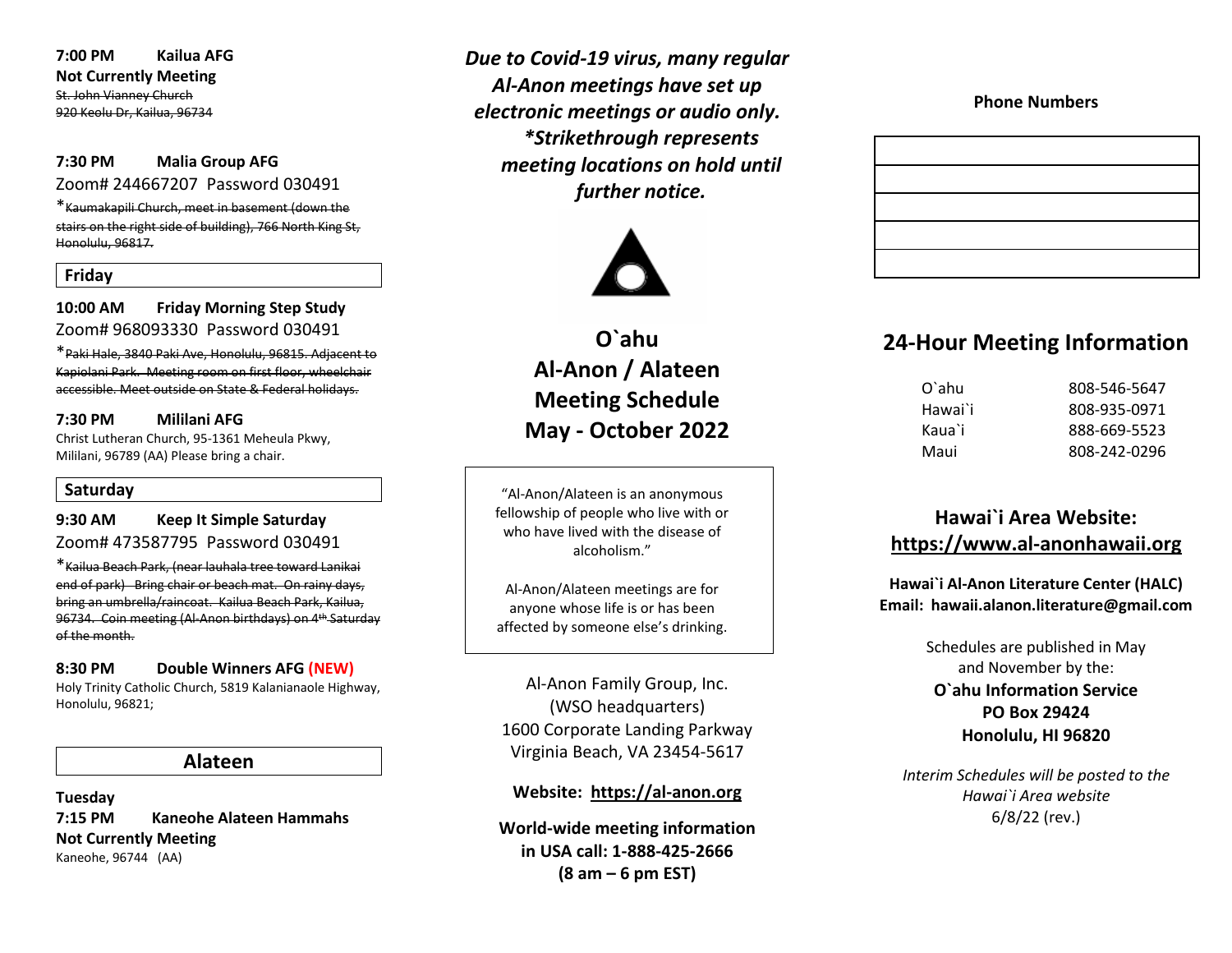**7:00 PM Kailua AFG**
**Not Currently Meeting**
~~St. John Vianney Church~~
~~920 Keolu Dr, Kailua, 96734~~

**7:30 PM Malia Group AFG**
Zoom# 244667207 Password 030491
*~~Kaumakapili Church, meet in basement (down the stairs on the right side of building), 766 North King St, Honolulu, 96817.~~~

## Friday

**10:00 AM Friday Morning Step Study**
Zoom# 968093330 Password 030491
*~~Paki Hale, 3840 Paki Ave, Honolulu, 96815. Adjacent to Kapiolani Park. Meeting room on first floor, wheelchair accessible. Meet outside on State & Federal holidays.~~

**7:30 PM Mililani AFG**
Christ Lutheran Church, 95-1361 Meheula Pkwy, Mililani, 96789 (AA) Please bring a chair.

## Saturday

**9:30 AM Keep It Simple Saturday**
Zoom# 473587795 Password 030491
*~~Kailua Beach Park, (near lauhala tree toward Lanikai end of park) Bring chair or beach mat. On rainy days, bring an umbrella/raincoat. Kailua Beach Park, Kailua, 96734. Coin meeting (Al-Anon birthdays) on 4th Saturday of the month.~~

**8:30 PM Double Winners AFG (NEW)**
Holy Trinity Catholic Church, 5819 Kalanianaole Highway, Honolulu, 96821;

## Alateen

**Tuesday**
**7:15 PM Kaneohe Alateen Hammahs**
**Not Currently Meeting**
Kaneohe, 96744 (AA)

***Due to Covid-19 virus, many regular Al-Anon meetings have set up electronic meetings or audio only. *Strikethrough represents meeting locations on hold until further notice.***

# O`ahu Al-Anon / Alateen Meeting Schedule May - October 2022

"Al-Anon/Alateen is an anonymous fellowship of people who live with or who have lived with the disease of alcoholism."

Al-Anon/Alateen meetings are for anyone whose life is or has been affected by someone else's drinking.

Al-Anon Family Group, Inc.
(WSO headquarters)
1600 Corporate Landing Parkway
Virginia Beach, VA 23454-5617

**Website: https://al-anon.org**

**World-wide meeting information in USA call: 1-888-425-2666 (8 am – 6 pm EST)**

**Phone Numbers**

| |
|---|
| |
| |
| |
| |
| |

## 24-Hour Meeting Information

| | |
|---|---|
| O`ahu | 808-546-5647 |
| Hawai`i | 808-935-0971 |
| Kaua`i | 888-669-5523 |
| Maui | 808-242-0296 |

## Hawai`i Area Website: https://www.al-anonhawaii.org

**Hawai`i Al-Anon Literature Center (HALC)**
**Email: hawaii.alanon.literature@gmail.com**

Schedules are published in May and November by the:
**O`ahu Information Service**
**PO Box 29424**
**Honolulu, HI 96820**

*Interim Schedules will be posted to the Hawai`i Area website*
6/8/22 (rev.)